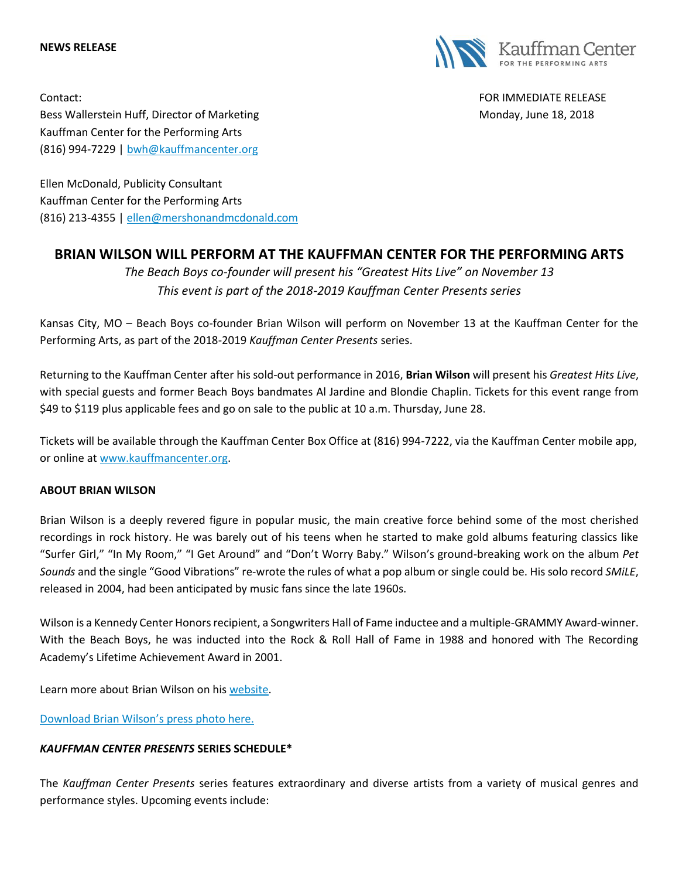**NEWS RELEASE**

Contact:
Bess Wallerstein Huff, Director of Marketing
Kauffman Center for the Performing Arts
(816) 994-7229 | bwh@kauffmancenter.org

Ellen McDonald, Publicity Consultant
Kauffman Center for the Performing Arts
(816) 213-4355 | ellen@mershonandmcdonald.com

FOR IMMEDIATE RELEASE
Monday, June 18, 2018

# BRIAN WILSON WILL PERFORM AT THE KAUFFMAN CENTER FOR THE PERFORMING ARTS

*The Beach Boys co-founder will present his "Greatest Hits Live" on November 13*
*This event is part of the 2018-2019 Kauffman Center Presents series*

Kansas City, MO – Beach Boys co-founder Brian Wilson will perform on November 13 at the Kauffman Center for the Performing Arts, as part of the 2018-2019 *Kauffman Center Presents* series.

Returning to the Kauffman Center after his sold-out performance in 2016, **Brian Wilson** will present his *Greatest Hits Live*, with special guests and former Beach Boys bandmates Al Jardine and Blondie Chaplin. Tickets for this event range from $49 to $119 plus applicable fees and go on sale to the public at 10 a.m. Thursday, June 28.

Tickets will be available through the Kauffman Center Box Office at (816) 994-7222, via the Kauffman Center mobile app, or online at www.kauffmancenter.org.

**ABOUT BRIAN WILSON**

Brian Wilson is a deeply revered figure in popular music, the main creative force behind some of the most cherished recordings in rock history. He was barely out of his teens when he started to make gold albums featuring classics like "Surfer Girl," "In My Room," "I Get Around" and "Don't Worry Baby." Wilson's ground-breaking work on the album *Pet Sounds* and the single "Good Vibrations" re-wrote the rules of what a pop album or single could be. His solo record *SMiLE*, released in 2004, had been anticipated by music fans since the late 1960s.

Wilson is a Kennedy Center Honors recipient, a Songwriters Hall of Fame inductee and a multiple-GRAMMY Award-winner. With the Beach Boys, he was inducted into the Rock & Roll Hall of Fame in 1988 and honored with The Recording Academy's Lifetime Achievement Award in 2001.

Learn more about Brian Wilson on his website.

Download Brian Wilson's press photo here.

***KAUFFMAN CENTER PRESENTS* SERIES SCHEDULE***

The *Kauffman Center Presents* series features extraordinary and diverse artists from a variety of musical genres and performance styles. Upcoming events include: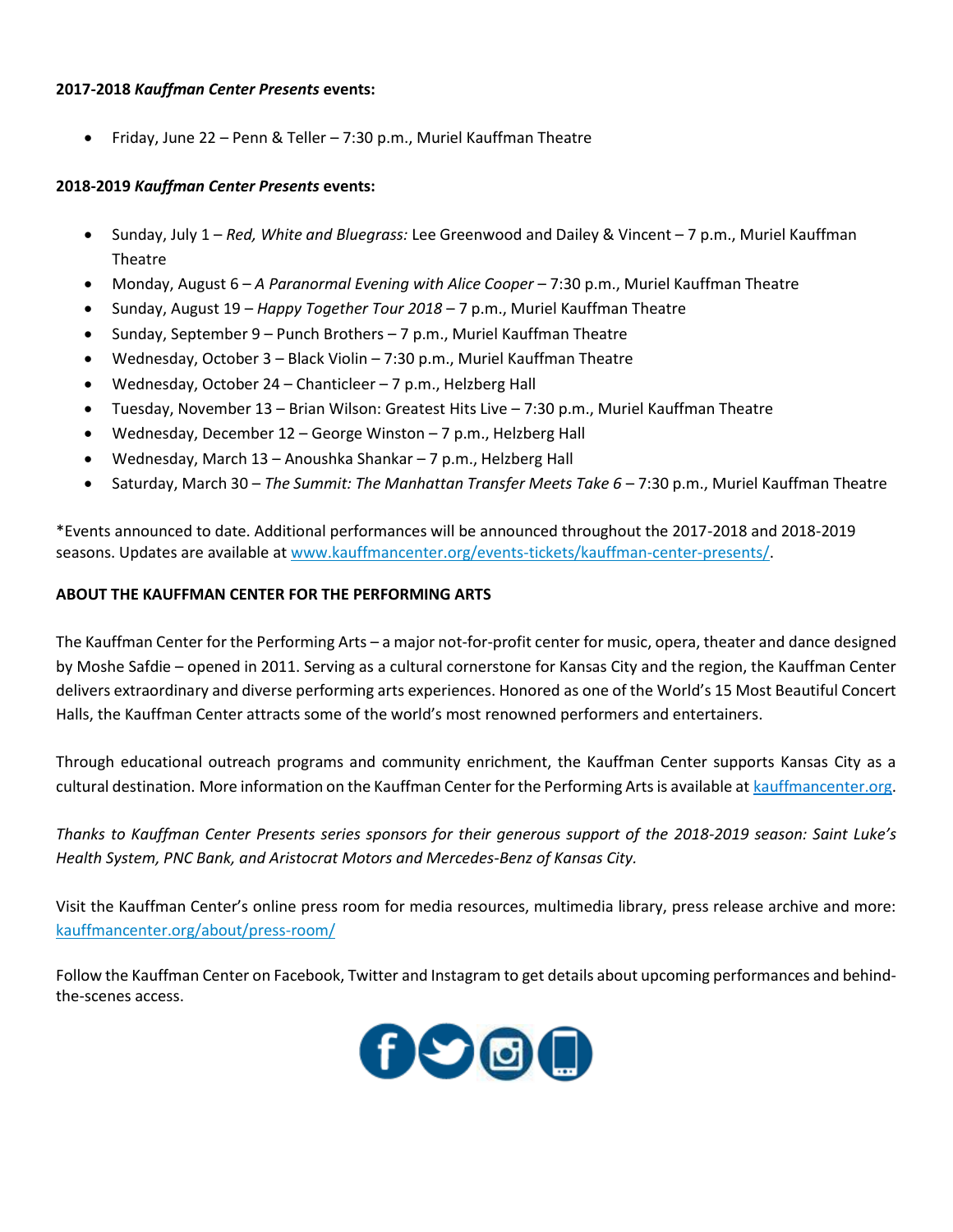**2017-2018 *Kauffman Center Presents* events:**

- Friday, June 22 – Penn & Teller – 7:30 p.m., Muriel Kauffman Theatre

**2018-2019 *Kauffman Center Presents* events:**

- Sunday, July 1 – *Red, White and Bluegrass:* Lee Greenwood and Dailey & Vincent – 7 p.m., Muriel Kauffman Theatre
- Monday, August 6 – *A Paranormal Evening with Alice Cooper* – 7:30 p.m., Muriel Kauffman Theatre
- Sunday, August 19 – *Happy Together Tour 2018* – 7 p.m., Muriel Kauffman Theatre
- Sunday, September 9 – Punch Brothers – 7 p.m., Muriel Kauffman Theatre
- Wednesday, October 3 – Black Violin – 7:30 p.m., Muriel Kauffman Theatre
- Wednesday, October 24 – Chanticleer – 7 p.m., Helzberg Hall
- Tuesday, November 13 – Brian Wilson: Greatest Hits Live – 7:30 p.m., Muriel Kauffman Theatre
- Wednesday, December 12 – George Winston – 7 p.m., Helzberg Hall
- Wednesday, March 13 – Anoushka Shankar – 7 p.m., Helzberg Hall
- Saturday, March 30 – *The Summit: The Manhattan Transfer Meets Take 6* – 7:30 p.m., Muriel Kauffman Theatre

*Events announced to date. Additional performances will be announced throughout the 2017-2018 and 2018-2019 seasons. Updates are available at [www.kauffmancenter.org/events-tickets/kauffman-center-presents/](www.kauffmancenter.org/events-tickets/kauffman-center-presents/).

**ABOUT THE KAUFFMAN CENTER FOR THE PERFORMING ARTS**

The Kauffman Center for the Performing Arts – a major not-for-profit center for music, opera, theater and dance designed by Moshe Safdie – opened in 2011. Serving as a cultural cornerstone for Kansas City and the region, the Kauffman Center delivers extraordinary and diverse performing arts experiences. Honored as one of the World's 15 Most Beautiful Concert Halls, the Kauffman Center attracts some of the world's most renowned performers and entertainers.

Through educational outreach programs and community enrichment, the Kauffman Center supports Kansas City as a cultural destination. More information on the Kauffman Center for the Performing Arts is available at [kauffmancenter.org](kauffmancenter.org).

*Thanks to Kauffman Center Presents series sponsors for their generous support of the 2018-2019 season: Saint Luke's Health System, PNC Bank, and Aristocrat Motors and Mercedes-Benz of Kansas City.*

Visit the Kauffman Center's online press room for media resources, multimedia library, press release archive and more: [kauffmancenter.org/about/press-room/](kauffmancenter.org/about/press-room/)

Follow the Kauffman Center on Facebook, Twitter and Instagram to get details about upcoming performances and behind-the-scenes access.